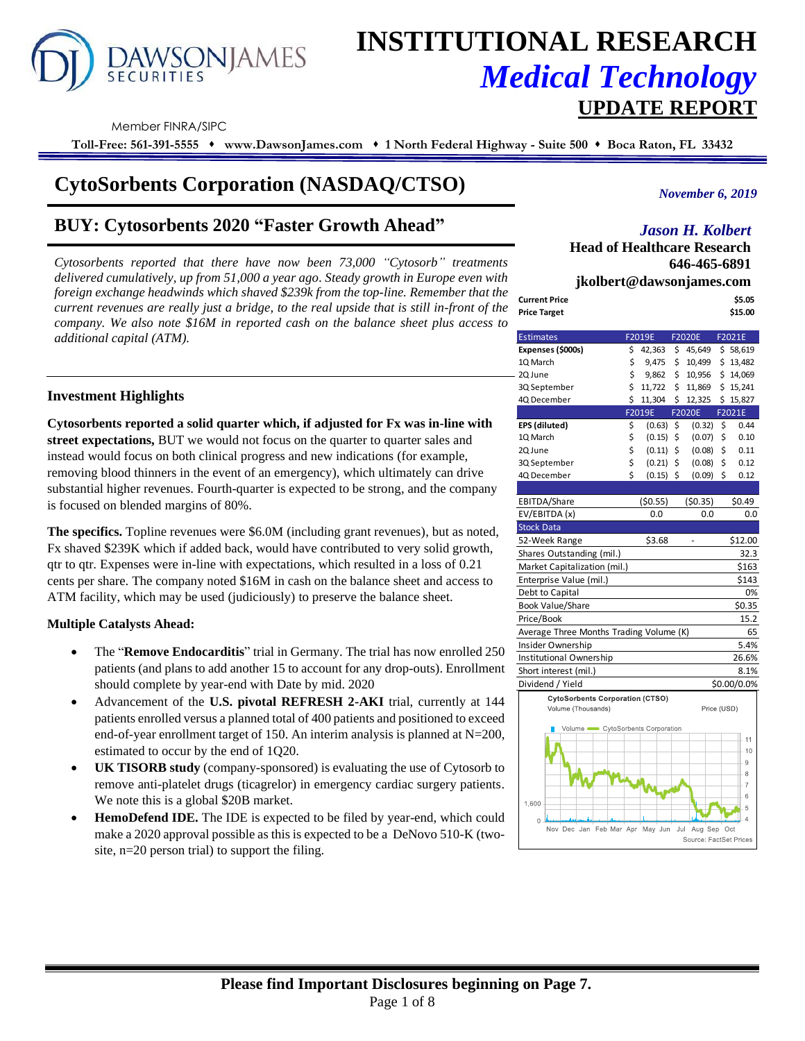# INSTITUTIONAL RESEARCH

## *Medical Technology*

## UPDATE REPORT

Member FINRA/SIPC

**Toll-Free: 561-391-5555 ♦ www.DawsonJames.com ♦ 1 North Federal Highway - Suite 500 ♦ Boca Raton, FL 33432**

# CytoSorbents Corporation (NASDAQ/CTSO)

*November 6, 2019*

## BUY: Cytosorbents 2020 "Faster Growth Ahead"

***Jason H. Kolbert***
**Head of Healthcare Research**
**646-465-6891**
**jkolbert@dawsonjames.com**

*Cytosorbents reported that there have now been 73,000 "Cytosorb" treatments delivered cumulatively, up from 51,000 a year ago. Steady growth in Europe even with foreign exchange headwinds which shaved $239k from the top-line. Remember that the current revenues are really just a bridge, to the real upside that is still in-front of the company. We also note $16M in reported cash on the balance sheet plus access to additional capital (ATM).*

| | |
|---|---|
| **Current Price** | **$5.05** |
| **Price Target** | **$15.00** |

| Estimates | F2019E | F2020E | F2021E |
|---|---|---|---|
| **Expenses ($000s)** | $ 42,363 | $ 45,649 | $ 58,619 |
| 1Q March | $ 9,475 | $ 10,499 | $ 13,482 |
| 2Q June | $ 9,862 | $ 10,956 | $ 14,069 |
| 3Q September | $ 11,722 | $ 11,869 | $ 15,241 |
| 4Q December | $ 11,304 | $ 12,325 | $ 15,827 |
| | **F2019E** | **F2020E** | **F2021E** |
| **EPS (diluted)** | $ (0.63) | $ (0.32) | $ 0.44 |
| 1Q March | $ (0.15) | $ (0.07) | $ 0.10 |
| 2Q June | $ (0.11) | $ (0.08) | $ 0.11 |
| 3Q September | $ (0.21) | $ (0.08) | $ 0.12 |
| 4Q December | $ (0.15) | $ (0.09) | $ 0.12 |
| | | | |
| EBITDA/Share | ($0.55) | ($0.35) | $0.49 |
| EV/EBITDA (x) | 0.0 | 0.0 | 0.0 |

| Stock Data | | | |
|---|---|---|---|
| 52-Week Range | $3.68 | - | $12.00 |
| Shares Outstanding (mil.) | | | 32.3 |
| Market Capitalization (mil.) | | | $163 |
| Enterprise Value (mil.) | | | $143 |
| Debt to Capital | | | 0% |
| Book Value/Share | | | $0.35 |
| Price/Book | | | 15.2 |
| Average Three Months Trading Volume (K) | | | 65 |
| Insider Ownership | | | 5.4% |
| Institutional Ownership | | | 26.6% |
| Short interest (mil.) | | | 8.1% |
| Dividend / Yield | | | $0.00/0.0% |

CytoSorbents Corporation (CTSO)
Volume (Thousands) — Price (USD)
Source: FactSet Prices

### Investment Highlights

**Cytosorbents reported a solid quarter which, if adjusted for Fx was in-line with street expectations,** BUT we would not focus on the quarter to quarter sales and instead would focus on both clinical progress and new indications (for example, removing blood thinners in the event of an emergency), which ultimately can drive substantial higher revenues. Fourth-quarter is expected to be strong, and the company is focused on blended margins of 80%.

**The specifics.** Topline revenues were $6.0M (including grant revenues), but as noted, Fx shaved $239K which if added back, would have contributed to very solid growth, qtr to qtr. Expenses were in-line with expectations, which resulted in a loss of 0.21 cents per share. The company noted $16M in cash on the balance sheet and access to ATM facility, which may be used (judiciously) to preserve the balance sheet.

**Multiple Catalysts Ahead:**

- The "**Remove Endocarditis**" trial in Germany. The trial has now enrolled 250 patients (and plans to add another 15 to account for any drop-outs). Enrollment should complete by year-end with Date by mid. 2020
- Advancement of the **U.S. pivotal REFRESH 2-AKI** trial, currently at 144 patients enrolled versus a planned total of 400 patients and positioned to exceed end-of-year enrollment target of 150. An interim analysis is planned at N=200, estimated to occur by the end of 1Q20.
- **UK TISORB study** (company-sponsored) is evaluating the use of Cytosorb to remove anti-platelet drugs (ticagrelor) in emergency cardiac surgery patients. We note this is a global $20B market.
- **HemoDefend IDE.** The IDE is expected to be filed by year-end, which could make a 2020 approval possible as this is expected to be a DeNovo 510-K (two-site, n=20 person trial) to support the filing.

**Please find Important Disclosures beginning on Page 7.**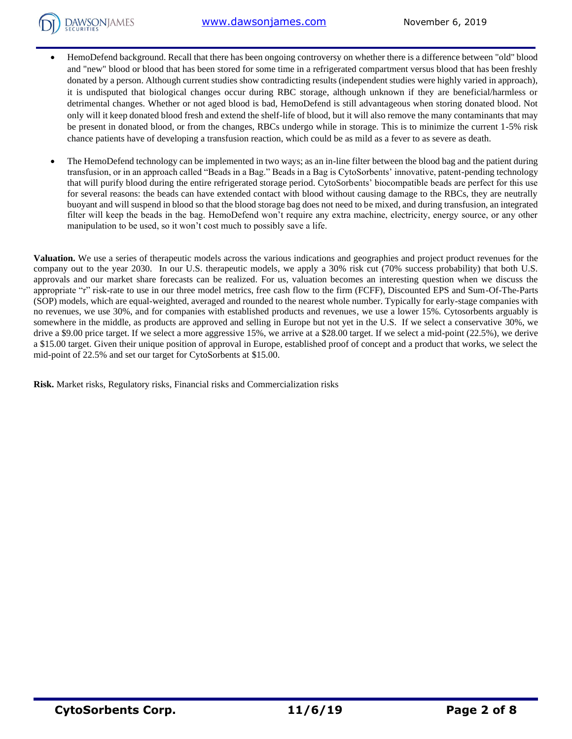- HemoDefend background. Recall that there has been ongoing controversy on whether there is a difference between "old" blood and "new" blood or blood that has been stored for some time in a refrigerated compartment versus blood that has been freshly donated by a person. Although current studies show contradicting results (independent studies were highly varied in approach), it is undisputed that biological changes occur during RBC storage, although unknown if they are beneficial/harmless or detrimental changes. Whether or not aged blood is bad, HemoDefend is still advantageous when storing donated blood. Not only will it keep donated blood fresh and extend the shelf-life of blood, but it will also remove the many contaminants that may be present in donated blood, or from the changes, RBCs undergo while in storage. This is to minimize the current 1-5% risk chance patients have of developing a transfusion reaction, which could be as mild as a fever to as severe as death.

- The HemoDefend technology can be implemented in two ways; as an in-line filter between the blood bag and the patient during transfusion, or in an approach called "Beads in a Bag." Beads in a Bag is CytoSorbents' innovative, patent-pending technology that will purify blood during the entire refrigerated storage period. CytoSorbents' biocompatible beads are perfect for this use for several reasons: the beads can have extended contact with blood without causing damage to the RBCs, they are neutrally buoyant and will suspend in blood so that the blood storage bag does not need to be mixed, and during transfusion, an integrated filter will keep the beads in the bag. HemoDefend won't require any extra machine, electricity, energy source, or any other manipulation to be used, so it won't cost much to possibly save a life.

**Valuation.** We use a series of therapeutic models across the various indications and geographies and project product revenues for the company out to the year 2030. In our U.S. therapeutic models, we apply a 30% risk cut (70% success probability) that both U.S. approvals and our market share forecasts can be realized. For us, valuation becomes an interesting question when we discuss the appropriate "r" risk-rate to use in our three model metrics, free cash flow to the firm (FCFF), Discounted EPS and Sum-Of-The-Parts (SOP) models, which are equal-weighted, averaged and rounded to the nearest whole number. Typically for early-stage companies with no revenues, we use 30%, and for companies with established products and revenues, we use a lower 15%. Cytosorbents arguably is somewhere in the middle, as products are approved and selling in Europe but not yet in the U.S. If we select a conservative 30%, we drive a $9.00 price target. If we select a more aggressive 15%, we arrive at a $28.00 target. If we select a mid-point (22.5%), we derive a $15.00 target. Given their unique position of approval in Europe, established proof of concept and a product that works, we select the mid-point of 22.5% and set our target for CytoSorbents at $15.00.

**Risk.** Market risks, Regulatory risks, Financial risks and Commercialization risks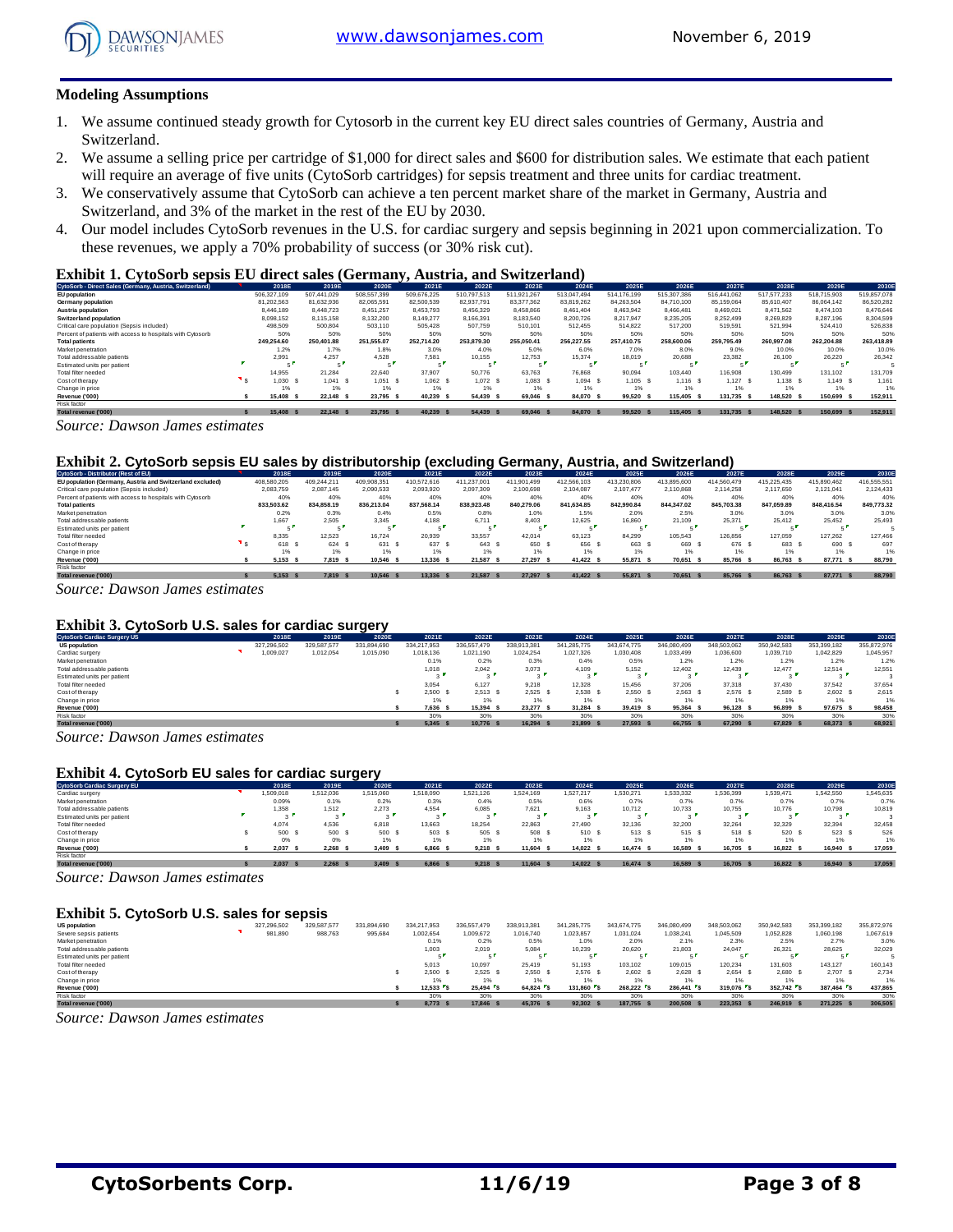## Modeling Assumptions

1. We assume continued steady growth for Cytosorb in the current key EU direct sales countries of Germany, Austria and Switzerland.
2. We assume a selling price per cartridge of $1,000 for direct sales and $600 for distribution sales. We estimate that each patient will require an average of five units (CytoSorb cartridges) for sepsis treatment and three units for cardiac treatment.
3. We conservatively assume that CytoSorb can achieve a ten percent market share of the market in Germany, Austria and Switzerland, and 3% of the market in the rest of the EU by 2030.
4. Our model includes CytoSorb revenues in the U.S. for cardiac surgery and sepsis beginning in 2021 upon commercialization. To these revenues, we apply a 70% probability of success (or 30% risk cut).

### Exhibit 1. CytoSorb sepsis EU direct sales (Germany, Austria, and Switzerland)

| CytoSorb - Direct Sales (Germany, Austria, Switzerland) | 2018E | 2019E | 2020E | 2021E | 2022E | 2023E | 2024E | 2025E | 2026E | 2027E | 2028E | 2029E | 2030E |
|---|---|---|---|---|---|---|---|---|---|---|---|---|---|
| EU population | 506,327,109 | 507,441,029 | 508,557,399 | 509,676,225 | 510,797,513 | 511,921,267 | 513,047,494 | 514,176,199 | 515,307,386 | 516,441,062 | 517,577,233 | 518,715,903 | 519,857,078 |
| Germany population | 81,202,563 | 81,632,936 | 82,065,591 | 82,500,539 | 82,937,791 | 83,377,362 | 83,819,262 | 84,263,504 | 84,710,100 | 85,159,064 | 85,610,407 | 86,064,142 | 86,520,282 |
| Austria population | 8,446,189 | 8,448,723 | 8,451,257 | 8,453,793 | 8,456,329 | 8,458,866 | 8,461,404 | 8,463,942 | 8,466,481 | 8,469,021 | 8,471,562 | 8,474,103 | 8,476,646 |
| Switzerland population | 8,098,152 | 8,115,158 | 8,132,200 | 8,149,277 | 8,166,391 | 8,183,540 | 8,200,726 | 8,217,947 | 8,235,205 | 8,252,499 | 8,269,829 | 8,287,196 | 8,304,599 |
| Critical care population (Sepsis included) | 498,509 | 500,804 | 503,110 | 505,428 | 507,759 | 510,101 | 512,455 | 514,822 | 517,200 | 519,591 | 521,994 | 524,410 | 526,838 |
| Percent of patients with access to hospitals with Cytosorb | 50% | 50% | 50% | 50% | 50% | 50% | 50% | 50% | 50% | 50% | 50% | 50% | 50% |
| Total patients | 249,254.60 | 250,401.88 | 251,555.07 | 252,714.20 | 253,879.30 | 255,050.41 | 256,227.55 | 257,410.75 | 258,600.06 | 259,795.49 | 260,997.08 | 262,204.88 | 263,418.89 |
| Market penetration | 1.2% | 1.7% | 1.8% | 3.0% | 4.0% | 5.0% | 6.0% | 7.0% | 8.0% | 9.0% | 10.0% | 10.0% | 10.0% |
| Total addressable patients | 2,991 | 4,257 | 4,528 | 7,581 | 10,155 | 12,753 | 15,374 | 18,019 | 20,688 | 23,382 | 26,100 | 26,220 | 26,342 |
| Estimated units per patient | 5 | 5 | 5 | 5 | 5 | 5 | 5 | 5 | 5 | 5 | 5 | 5 | 5 |
| Total filter needed | 14,955 | 21,284 | 22,640 | 37,907 | 50,776 | 63,763 | 76,868 | 90,094 | 103,440 | 116,908 | 130,499 | 131,102 | 131,709 |
| Cost of therapy | $ 1,030 | $ 1,041 | $ 1,051 | $ 1,062 | $ 1,072 | $ 1,083 | $ 1,094 | $ 1,105 | $ 1,116 | $ 1,127 | $ 1,138 | $ 1,149 | $ 1,161 |
| Change in price | 1% | 1% | 1% | 1% | 1% | 1% | 1% | 1% | 1% | 1% | 1% | 1% | 1% |
| Revenue ('000) | $ 15,408 | $ 22,148 | $ 23,795 | $ 40,239 | $ 54,439 | $ 69,046 | $ 84,070 | $ 99,520 | $ 115,405 | $ 131,735 | $ 148,520 | $ 150,699 | $ 152,911 |
| Risk factor | | | | | | | | | | | | | |
| Total revenue ('000) | $ 15,408 | $ 22,148 | $ 23,795 | $ 40,239 | $ 54,439 | $ 69,046 | $ 84,070 | $ 99,520 | $ 115,405 | $ 131,735 | $ 148,520 | $ 150,699 | $ 152,911 |

*Source: Dawson James estimates*

### Exhibit 2. CytoSorb sepsis EU sales by distributorship (excluding Germany, Austria, and Switzerland)

| CytoSorb - Distributor (Rest of EU) | 2018E | 2019E | 2020E | 2021E | 2022E | 2023E | 2024E | 2025E | 2026E | 2027E | 2028E | 2029E | 2030E |
|---|---|---|---|---|---|---|---|---|---|---|---|---|---|
| EU population (Germany, Austria and Switzerland excluded) | 408,580,205 | 409,244,211 | 409,908,351 | 410,572,616 | 411,237,001 | 411,901,499 | 412,566,103 | 413,230,806 | 413,895,600 | 414,560,479 | 415,225,435 | 415,890,462 | 416,555,551 |
| Critical care population (Sepsis included) | 2,083,759 | 2,087,145 | 2,090,533 | 2,093,920 | 2,097,309 | 2,100,698 | 2,104,087 | 2,107,477 | 2,110,868 | 2,114,258 | 2,117,650 | 2,121,041 | 2,124,433 |
| Percent of patients with access to hospitals with Cytosorb | 40% | 40% | 40% | 40% | 40% | 40% | 40% | 40% | 40% | 40% | 40% | 40% | 40% |
| Total patients | 833,503.62 | 834,858.19 | 836,213.04 | 837,568.14 | 838,923.48 | 840,279.06 | 841,634.85 | 842,990.84 | 844,347.02 | 845,703.38 | 847,059.89 | 848,416.54 | 849,773.32 |
| Market penetration | 0.2% | 0.3% | 0.4% | 0.5% | 0.8% | 1.0% | 1.5% | 2.0% | 2.5% | 3.0% | 3.0% | 3.0% | 3.0% |
| Total addressable patients | 1,667 | 2,505 | 3,345 | 4,188 | 6,711 | 8,403 | 12,625 | 16,860 | 21,109 | 25,371 | 25,412 | 25,452 | 25,493 |
| Estimated units per patient | 5 | 5 | 5 | 5 | 5 | 5 | 5 | 5 | 5 | 5 | 5 | 5 | 5 |
| Total filter needed | 8,335 | 12,523 | 16,724 | 20,939 | 33,557 | 42,014 | 63,123 | 84,299 | 105,543 | 126,856 | 127,059 | 127,262 | 127,466 |
| Cost of therapy | $ 618 | $ 624 | $ 631 | $ 637 | $ 643 | $ 650 | $ 656 | $ 663 | $ 669 | $ 676 | $ 683 | $ 690 | $ 697 |
| Change in price | 1% | 1% | 1% | 1% | 1% | 1% | 1% | 1% | 1% | 1% | 1% | 1% | 1% |
| Revenue ('000) | $ 5,153 | $ 7,819 | $ 10,546 | $ 13,336 | $ 21,587 | $ 27,297 | $ 41,422 | $ 55,871 | $ 70,651 | $ 85,766 | $ 86,763 | $ 87,771 | $ 88,790 |
| Risk factor | | | | | | | | | | | | | |
| Total revenue ('000) | $ 5,153 | $ 7,819 | $ 10,546 | $ 13,336 | $ 21,587 | $ 27,297 | $ 41,422 | $ 55,871 | $ 70,651 | $ 85,766 | $ 86,763 | $ 87,771 | $ 88,790 |

*Source: Dawson James estimates*

### Exhibit 3. CytoSorb U.S. sales for cardiac surgery

| CytoSorb Cardiac Surgery US | 2018E | 2019E | 2020E | 2021E | 2022E | 2023E | 2024E | 2025E | 2026E | 2027E | 2028E | 2029E | 2030E |
|---|---|---|---|---|---|---|---|---|---|---|---|---|---|
| US population | 327,296,502 | 329,587,577 | 331,894,690 | 334,217,953 | 336,557,479 | 338,913,381 | 341,285,775 | 343,674,775 | 346,080,499 | 348,503,062 | 350,942,583 | 353,399,182 | 355,872,976 |
| Cardiac surgery | 1,009,027 | 1,012,054 | 1,015,090 | 1,018,136 | 1,021,190 | 1,024,254 | 1,027,326 | 1,030,408 | 1,033,499 | 1,036,600 | 1,039,710 | 1,042,829 | 1,045,957 |
| Market penetration | | | | 0.1% | 0.2% | 0.3% | 0.4% | 0.5% | 1.2% | 1.2% | 1.2% | 1.2% | 1.2% |
| Total addressable patients | | | | 1,018 | 2,042 | 3,073 | 4,109 | 5,152 | 12,402 | 12,439 | 12,477 | 12,514 | 12,551 |
| Estimated units per patient | | | | 3 | 3 | 3 | 3 | 3 | 3 | 3 | 3 | 3 | 3 |
| Total filter needed | | | | 3,054 | 6,127 | 9,218 | 12,328 | 15,456 | 37,206 | 37,318 | 37,430 | 37,542 | 37,654 |
| Cost of therapy | | | | $ 2,500 | $ 2,513 | $ 2,525 | $ 2,538 | $ 2,550 | $ 2,563 | $ 2,576 | $ 2,589 | $ 2,602 | $ 2,615 |
| Change in price | | | | 1% | 1% | 1% | 1% | 1% | 1% | 1% | 1% | 1% | 1% |
| Revenue ('000) | | | | $ 7,636 | $ 15,394 | $ 23,277 | $ 31,284 | $ 39,419 | $ 95,364 | $ 96,128 | $ 96,899 | $ 97,675 | $ 98,458 |
| Risk factor | | | | 30% | 30% | 30% | 30% | 30% | 30% | 30% | 30% | 30% | 30% |
| Total revenue ('000) | | | | $ 5,345 | $ 10,776 | $ 16,294 | $ 21,899 | $ 27,593 | $ 66,755 | $ 67,290 | $ 67,829 | $ 68,373 | $ 68,921 |

*Source: Dawson James estimates*

### Exhibit 4. CytoSorb EU sales for cardiac surgery

| CytoSorb Cardiac Surgery EU | 2018E | 2019E | 2020E | 2021E | 2022E | 2023E | 2024E | 2025E | 2026E | 2027E | 2028E | 2029E | 2030E |
|---|---|---|---|---|---|---|---|---|---|---|---|---|---|
| Cardiac surgery | 1,509,018 | 1,512,036 | 1,515,060 | 1,518,090 | 1,521,126 | 1,524,169 | 1,527,217 | 1,530,271 | 1,533,332 | 1,536,399 | 1,539,471 | 1,542,550 | 1,545,635 |
| Market penetration | 0.09% | 0.1% | 0.2% | 0.3% | 0.4% | 0.5% | 0.6% | 0.7% | 0.7% | 0.7% | 0.7% | 0.7% | 0.7% |
| Total addressable patients | 1,358 | 1,512 | 2,273 | 4,554 | 6,085 | 7,621 | 9,163 | 10,712 | 10,733 | 10,755 | 10,776 | 10,798 | 10,819 |
| Estimated units per patient | 3 | 3 | 3 | 3 | 3 | 3 | 3 | 3 | 3 | 3 | 3 | 3 | 3 |
| Total filter needed | 4,074 | 4,536 | 6,818 | 13,663 | 18,254 | 22,863 | 27,490 | 32,136 | 32,200 | 32,264 | 32,329 | 32,394 | 32,458 |
| Cost of therapy | $ 500 | $ 500 | $ 500 | $ 503 | $ 505 | $ 508 | $ 510 | $ 513 | $ 515 | $ 518 | $ 520 | $ 523 | $ 526 |
| Change in price | 0% | 0% | 1% | 1% | 1% | 1% | 1% | 1% | 1% | 1% | 1% | 1% | 1% |
| Revenue ('000) | $ 2,037 | $ 2,268 | $ 3,409 | $ 6,866 | $ 9,218 | $ 11,604 | $ 14,022 | $ 16,474 | $ 16,589 | $ 16,705 | $ 16,822 | $ 16,940 | $ 17,059 |
| Risk factor | | | | | | | | | | | | | |
| Total revenue ('000) | $ 2,037 | $ 2,268 | $ 3,409 | $ 6,866 | $ 9,218 | $ 11,604 | $ 14,022 | $ 16,474 | $ 16,589 | $ 16,705 | $ 16,822 | $ 16,940 | $ 17,059 |

*Source: Dawson James estimates*

### Exhibit 5. CytoSorb U.S. sales for sepsis

| US population | 327,296,502 | 329,587,577 | 331,894,690 | 334,217,953 | 336,557,479 | 338,913,381 | 341,285,775 | 343,674,775 | 346,080,499 | 348,503,062 | 350,942,583 | 353,399,182 | 355,872,976 |
|---|---|---|---|---|---|---|---|---|---|---|---|---|---|
| Severe sepsis patients | 981,890 | 988,763 | 995,684 | 1,002,654 | 1,009,672 | 1,016,740 | 1,023,857 | 1,031,024 | 1,038,241 | 1,045,509 | 1,052,828 | 1,060,198 | 1,067,619 |
| Market penetration | | | | 0.1% | 0.2% | 0.5% | 1.0% | 2.0% | 2.1% | 2.3% | 2.5% | 2.7% | 3.0% |
| Total addressable patients | | | | 1,003 | 2,019 | 5,084 | 10,239 | 20,620 | 21,803 | 24,047 | 26,321 | 28,625 | 32,029 |
| Estimated units per patient | | | | 5 | 5 | 5 | 5 | 5 | 5 | 5 | 5 | 5 | 5 |
| Total filter needed | | | | 5,013 | 10,097 | 25,419 | 51,193 | 103,102 | 109,015 | 120,234 | 131,603 | 143,127 | 160,143 |
| Cost of therapy | | | | $ 2,500 | $ 2,525 | $ 2,550 | $ 2,576 | $ 2,602 | $ 2,628 | $ 2,654 | $ 2,680 | $ 2,707 | $ 2,734 |
| Change in price | | | | 1% | 1% | 1% | 1% | 1% | 1% | 1% | 1% | 1% | 1% |
| Revenue ('000) | | | | $ 12,533 | $ 25,494 | $ 64,824 | $ 131,860 | $ 268,222 | $ 286,441 | $ 319,076 | $ 352,742 | $ 387,464 | $ 437,865 |
| Risk factor | | | | 30% | 30% | 30% | 30% | 30% | 30% | 30% | 30% | 30% | 30% |
| Total revenue ('000) | | | | $ 8,773 | $ 17,846 | $ 45,376 | $ 92,302 | $ 187,755 | $ 200,508 | $ 223,353 | $ 246,919 | $ 271,225 | $ 306,505 |

*Source: Dawson James estimates*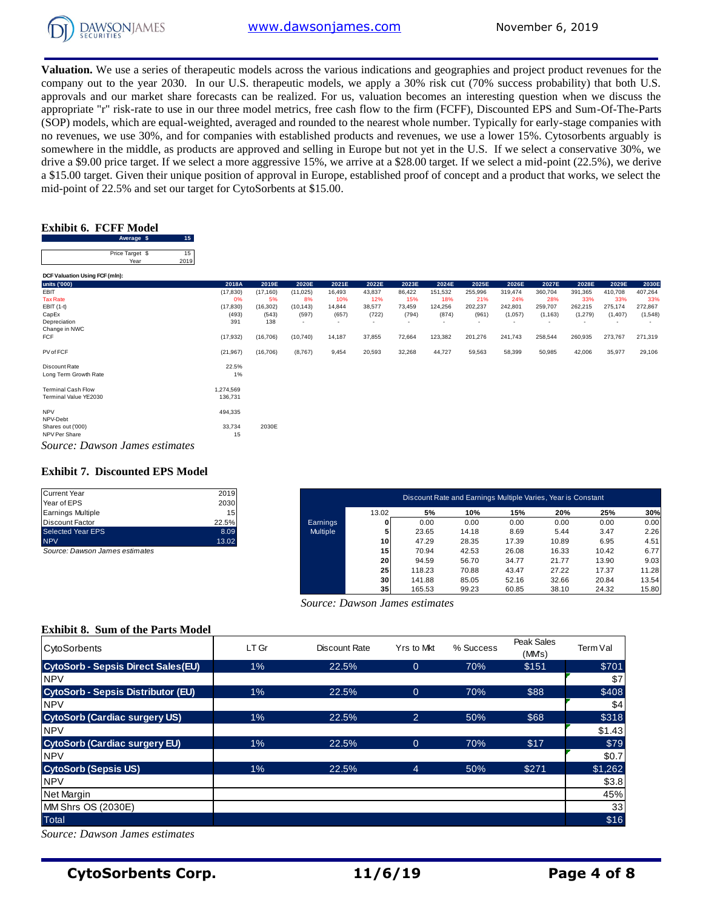**Valuation.** We use a series of therapeutic models across the various indications and geographies and project product revenues for the company out to the year 2030. In our U.S. therapeutic models, we apply a 30% risk cut (70% success probability) that both U.S. approvals and our market share forecasts can be realized. For us, valuation becomes an interesting question when we discuss the appropriate "r" risk-rate to use in our three model metrics, free cash flow to the firm (FCFF), Discounted EPS and Sum-Of-The-Parts (SOP) models, which are equal-weighted, averaged and rounded to the nearest whole number. Typically for early-stage companies with no revenues, we use 30%, and for companies with established products and revenues, we use a lower 15%. Cytosorbents arguably is somewhere in the middle, as products are approved and selling in Europe but not yet in the U.S. If we select a conservative 30%, we drive a $9.00 price target. If we select a more aggressive 15%, we arrive at a $28.00 target. If we select a mid-point (22.5%), we derive a $15.00 target. Given their unique position of approval in Europe, established proof of concept and a product that works, we select the mid-point of 22.5% and set our target for CytoSorbents at $15.00.

### Exhibit 6. FCFF Model

| Average $ | 15 |
|---|---|
| Price Target $ | 15 |
| Year | 2019 |

**DCF Valuation Using FCF (mln):**

| units ('000) | 2018A | 2019E | 2020E | 2021E | 2022E | 2023E | 2024E | 2025E | 2026E | 2027E | 2028E | 2029E | 2030E |
|---|---|---|---|---|---|---|---|---|---|---|---|---|---|
| EBIT | (17,830) | (17,160) | (11,025) | 16,493 | 43,837 | 86,422 | 151,532 | 255,996 | 319,474 | 360,704 | 391,365 | 410,708 | 407,264 |
| Tax Rate | 0% | 5% | 8% | 10% | 12% | 15% | 18% | 21% | 24% | 28% | 33% | 33% | 33% |
| EBIT (1-t) | (17,830) | (16,302) | (10,143) | 14,844 | 38,577 | 73,459 | 124,256 | 202,237 | 242,801 | 259,707 | 262,215 | 275,174 | 272,867 |
| CapEx | (493) | (543) | (597) | (657) | (722) | (794) | (874) | (961) | (1,057) | (1,163) | (1,279) | (1,407) | (1,548) |
| Depreciation | 391 | 138 | - | - | - | - | - | - | - | - | - | - | - |
| Change in NWC | | | | | | | | | | | | | |
| FCF | (17,932) | (16,706) | (10,740) | 14,187 | 37,855 | 72,664 | 123,382 | 201,276 | 241,743 | 258,544 | 260,935 | 273,767 | 271,319 |
| PV of FCF | (21,967) | (16,706) | (8,767) | 9,454 | 20,593 | 32,268 | 44,727 | 59,563 | 58,399 | 50,985 | 42,006 | 35,977 | 29,106 |
| Discount Rate | 22.5% | | | | | | | | | | | | |
| Long Term Growth Rate | 1% | | | | | | | | | | | | |
| Terminal Cash Flow | 1,274,569 | | | | | | | | | | | | |
| Terminal Value YE2030 | 136,731 | | | | | | | | | | | | |
| NPV | 494,335 | | | | | | | | | | | | |
| NPV-Debt | | | | | | | | | | | | | |
| Shares out ('000) | 33,734 | 2030E | | | | | | | | | | | |
| NPV Per Share | 15 | | | | | | | | | | | | |

*Source: Dawson James estimates*

### Exhibit 7. Discounted EPS Model

| Current Year | 2019 |
|---|---|
| Year of EPS | 2030 |
| Earnings Multiple | 15 |
| Discount Factor | 22.5% |
| Selected Year EPS | 8.09 |
| NPV | 13.02 |

*Source: Dawson James estimates*

**Discount Rate and Earnings Multiple Varies, Year is Constant**

| | 13.02 | 5% | 10% | 15% | 20% | 25% | 30% |
|---|---|---|---|---|---|---|---|
| Earnings Multiple | 0 | 0.00 | 0.00 | 0.00 | 0.00 | 0.00 | 0.00 |
| | 5 | 23.65 | 14.18 | 8.69 | 5.44 | 3.47 | 2.26 |
| | 10 | 47.29 | 28.35 | 17.39 | 10.89 | 6.95 | 4.51 |
| | 15 | 70.94 | 42.53 | 26.08 | 16.33 | 10.42 | 6.77 |
| | 20 | 94.59 | 56.70 | 34.77 | 21.77 | 13.90 | 9.03 |
| | 25 | 118.23 | 70.88 | 43.47 | 27.22 | 17.37 | 11.28 |
| | 30 | 141.88 | 85.05 | 52.16 | 32.66 | 20.84 | 13.54 |
| | 35 | 165.53 | 99.23 | 60.85 | 38.10 | 24.32 | 15.80 |

*Source: Dawson James estimates*

### Exhibit 8. Sum of the Parts Model

| CytoSorbents | LT Gr | Discount Rate | Yrs to Mkt | % Success | Peak Sales (MM's) | Term Val |
|---|---|---|---|---|---|---|
| **CytoSorb - Sepsis Direct Sales(EU)** | 1% | 22.5% | 0 | 70% | $151 | $701 |
| NPV | | | | | | $7 |
| **CytoSorb - Sepsis Distributor (EU)** | 1% | 22.5% | 0 | 70% | $88 | $408 |
| NPV | | | | | | $4 |
| **CytoSorb (Cardiac surgery US)** | 1% | 22.5% | 2 | 50% | $68 | $318 |
| NPV | | | | | | $1.43 |
| **CytoSorb (Cardiac surgery EU)** | 1% | 22.5% | 0 | 70% | $17 | $79 |
| NPV | | | | | | $0.7 |
| **CytoSorb (Sepsis US)** | 1% | 22.5% | 4 | 50% | $271 | $1,262 |
| NPV | | | | | | $3.8 |
| Net Margin | | | | | | 45% |
| MM Shrs OS (2030E) | | | | | | 33 |
| Total | | | | | | $16 |

*Source: Dawson James estimates*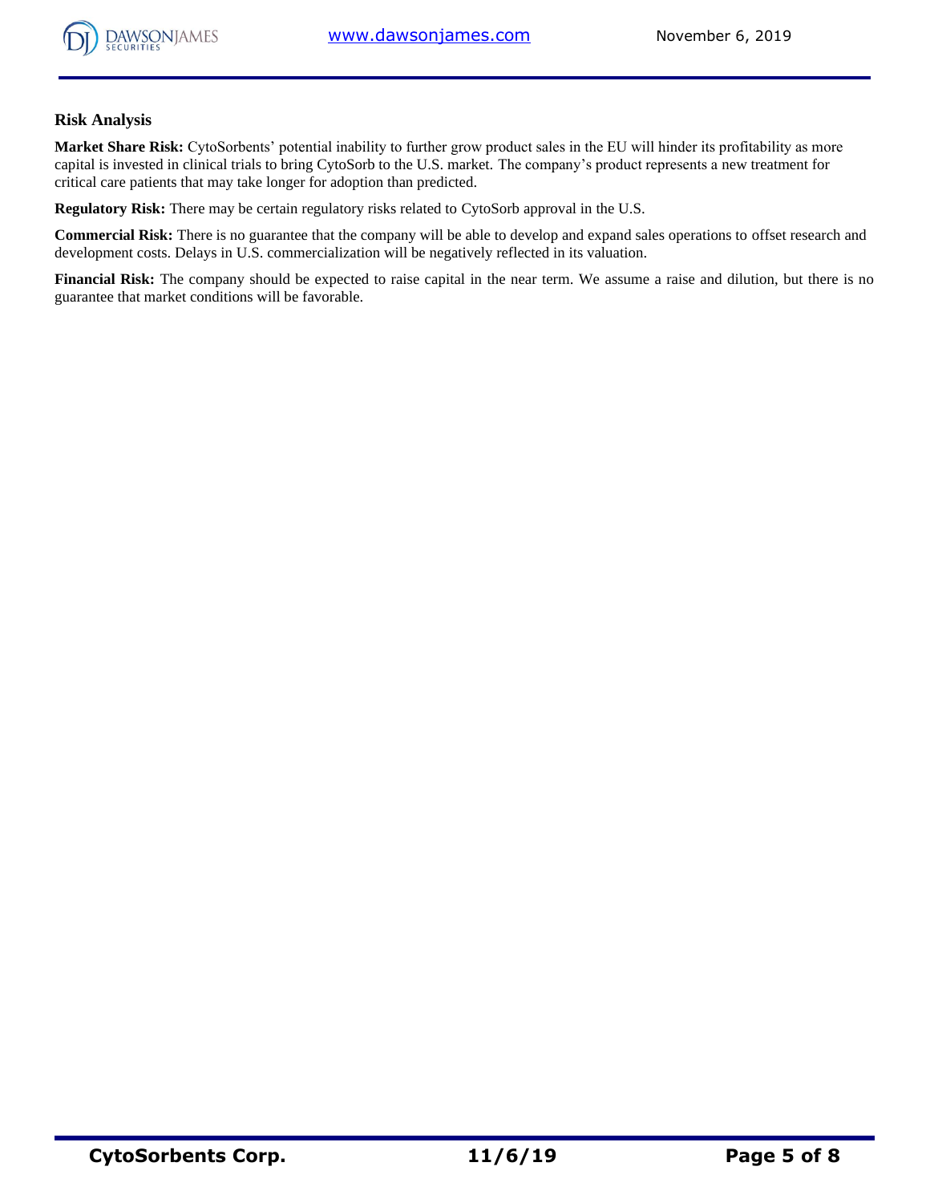### Risk Analysis

**Market Share Risk:** CytoSorbents' potential inability to further grow product sales in the EU will hinder its profitability as more capital is invested in clinical trials to bring CytoSorb to the U.S. market. The company's product represents a new treatment for critical care patients that may take longer for adoption than predicted.

**Regulatory Risk:** There may be certain regulatory risks related to CytoSorb approval in the U.S.

**Commercial Risk:** There is no guarantee that the company will be able to develop and expand sales operations to offset research and development costs. Delays in U.S. commercialization will be negatively reflected in its valuation.

**Financial Risk:** The company should be expected to raise capital in the near term. We assume a raise and dilution, but there is no guarantee that market conditions will be favorable.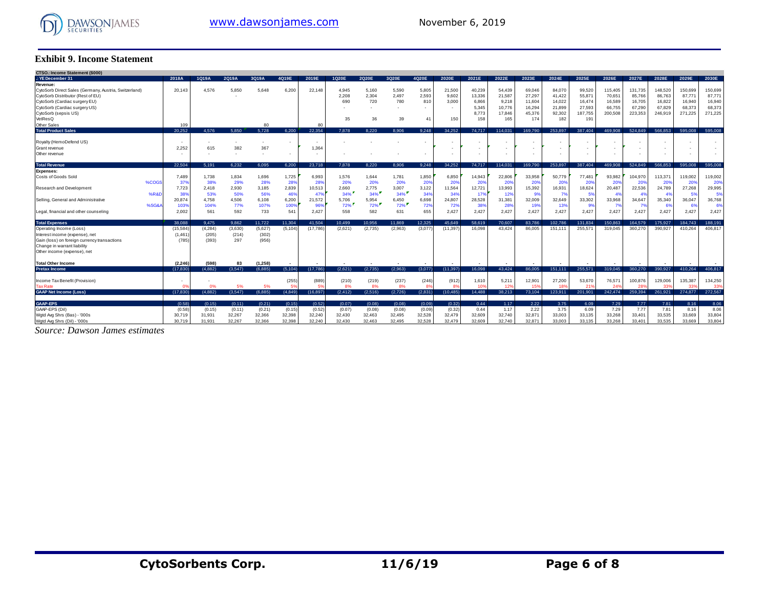## Exhibit 9. Income Statement

| CTSO.: Income Statement ($000) | | | | | | | | | | | | | | | | | | | | | | | | | |
|---|---|---|---|---|---|---|---|---|---|---|---|---|---|---|---|---|---|---|---|---|---|---|---|---|---|
| .: YE December 31 | 2018A | 1Q19A | 2Q19A | 3Q19A | 4Q19E | 2019E | 1Q20E | 2Q20E | 3Q20E | 4Q20E | 2020E | 2021E | 2022E | 2023E | 2024E | 2025E | 2026E | 2027E | 2028E | 2029E | 2030E |
| **Revenue:** | | | | | | | | | | | | | | | | | | | | | |
| CytoSorb Direct Sales (Germany, Austria, Switzerland) | 20,143 | 4,576 | 5,850 | 5,648 | 6,200 | 22,148 | 4,945 | 5,160 | 5,590 | 5,805 | 21,500 | 40,239 | 54,439 | 69,046 | 84,070 | 99,520 | 115,405 | 131,735 | 148,520 | 150,699 | 150,699 |
| CytoSorb Distributor (Rest of EU) | | | - | | | | 2,208 | 2,304 | 2,497 | 2,593 | 9,602 | 13,336 | 21,587 | 27,297 | 41,422 | 55,871 | 70,651 | 85,766 | 86,763 | 87,771 | 87,771 |
| CytoSorb (Cardiac surgery EU) | | | | | | | 690 | 720 | 780 | 810 | 3,000 | 6,866 | 9,218 | 11,604 | 14,022 | 16,474 | 16,589 | 16,705 | 16,822 | 16,940 | 16,940 |
| CytoSorb (Cardiac surgery US) | | | | | | | - | - | - | - | - | 5,345 | 10,776 | 16,294 | 21,899 | 27,593 | 66,755 | 67,290 | 67,829 | 68,373 | 68,373 |
| CytoSorb (sepsis US) | | | | | | | | | | | | 8,773 | 17,846 | 45,376 | 92,302 | 187,755 | 200,508 | 223,353 | 246,919 | 271,225 | 271,225 |
| VetResQ | | | | | | | 35 | 36 | 39 | 41 | 150 | 158 | 165 | 174 | 182 | 191 | | | | | |
| Other Sales | 109 | | | 80 | | 80 | | | | | | | | | | | | | | | |
| **Total Product Sales** | 20,252 | 4,576 | 5,850 | 5,728 | 6,200 | 22,354 | 7,878 | 8,220 | 8,906 | 9,248 | 34,252 | 74,717 | 114,031 | 169,790 | 253,897 | 387,404 | 469,908 | 524,849 | 566,853 | 595,008 | 595,008 |
| Royalty (HemoDefend US) | - | - | - | - | - | - | - | - | - | - | - | - | - | - | - | - | - | - | - | - | - |
| Grant revenue | 2,252 | 615 | 382 | 367 | | 1,364 | | | | | - | - | - | - | - | - | - | - | - | - | - |
| Other revenue | - | - | - | - | - | - | - | - | - | - | - | - | - | - | - | - | - | - | - | - | - |
| **Total Revenue** | 22,504 | 5,191 | 6,232 | 6,095 | 6,200 | 23,718 | 7,878 | 8,220 | 8,906 | 9,248 | 34,252 | 74,717 | 114,031 | 169,790 | 253,897 | 387,404 | 469,908 | 524,849 | 566,853 | 595,008 | 595,008 |
| **Expenses:** | | | | | | | | | | | | | | | | | | | | | |
| Costs of Goods Sold | 7,489 | 1,738 | 1,834 | 1,696 | 1,725 | 6,993 | 1,576 | 1,644 | 1,781 | 1,850 | 6,850 | 14,943 | 22,806 | 33,958 | 50,779 | 77,481 | 93,982 | 104,970 | 113,371 | 119,002 | 119,002 |
| %COGS | 37% | 38% | 29% | 28% | 28% | 28% | 20% | 20% | 20% | 20% | 20% | 20% | 20% | 20% | 20% | 20% | 20% | 20% | 20% | 20% | 20% |
| Research and Development | 7,723 | 2,418 | 2,930 | 3,185 | 2,839 | 10,513 | 2,660 | 2,775 | 3,007 | 3,122 | 11,564 | 12,721 | 13,993 | 15,392 | 16,931 | 18,624 | 20,487 | 22,536 | 24,789 | 27,268 | 29,995 |
| %R&D | 38% | 53% | 50% | 56% | 46% | 47% | 34% | 34% | 34% | 34% | 34% | 17% | 12% | 9% | 7% | 5% | 4% | 4% | 4% | 5% | 5% |
| Selling, General and Administrative | 20,874 | 4,758 | 4,506 | 6,108 | 6,200 | 21,572 | 5,706 | 5,954 | 6,450 | 6,698 | 24,807 | 28,528 | 31,381 | 32,009 | 32,649 | 33,302 | 33,968 | 34,647 | 35,340 | 36,047 | 36,768 |
| %SG&A | 103% | 104% | 77% | 107% | 100% | 96% | 72% | 72% | 72% | 72% | 72% | 38% | 28% | 19% | 13% | 9% | 7% | 7% | 6% | 6% | 6% |
| Legal, financial and other counseling | 2,002 | 561 | 592 | 733 | 541 | 2,427 | 558 | 582 | 631 | 655 | 2,427 | 2,427 | 2,427 | 2,427 | 2,427 | 2,427 | 2,427 | 2,427 | 2,427 | 2,427 | 2,427 |
| **Total Expenses** | 38,088 | 9,475 | 9,862 | 11,722 | 11,304 | 41,504 | 10,499 | 10,956 | 11,869 | 12,325 | 45,649 | 58,619 | 70,607 | 83,786 | 102,786 | 131,834 | 150,863 | 164,579 | 175,927 | 184,743 | 188,191 |
| Operating Income (Loss) | (15,584) | (4,284) | (3,630) | (5,627) | (5,104) | (17,786) | (2,621) | (2,735) | (2,963) | (3,077) | (11,397) | 16,098 | 43,424 | 86,005 | 151,111 | 255,571 | 319,045 | 360,270 | 390,927 | 410,264 | 406,817 |
| Interest income (expense), net | (1,461) | (205) | (214) | (302) | | | | | | | | | | | | | | | | | |
| Gain (loss) on foreign currency transactions | (785) | (393) | 297 | (956) | | | | | | | | | | | | | | | | | |
| Change in warrant liability | | | | | | | | | | | | | | | | | | | | | |
| Other income (expense), net | | | | | | | | | | | | | | | | | | | | | |
| **Total Other Income** | **(2,246)** | **(598)** | **83** | **(1,258)** | - | - | - | - | - | - | - | - | - | - | - | - | - | - | - | - | - |
| **Pretax Income** | (17,830) | (4,882) | (3,547) | (6,885) | (5,104) | (17,786) | (2,621) | (2,735) | (2,963) | (3,077) | (11,397) | 16,098 | 43,424 | 86,005 | 151,111 | 255,571 | 319,045 | 360,270 | 390,927 | 410,264 | 406,817 |
| Income Tax Benefit (Provision) | - | - | | | (255) | (889) | (210) | (219) | (237) | (246) | (912) | 1,610 | 5,211 | 12,901 | 27,200 | 53,670 | 76,571 | 100,876 | 129,006 | 135,387 | 134,250 |
| Tax Rate | 0% | 0% | 5% | 5% | 5% | 5% | 8% | 8% | 8% | 8% | 8% | 10% | 12% | 15% | 18% | 21% | 24% | 28% | 33% | 33% | 33% |
| **GAAP Net Income (Loss)** | (17,830) | (4,882) | (3,547) | (6,885) | (4,849) | (16,897) | (2,412) | (2,516) | (2,726) | (2,831) | (10,485) | 14,488 | 38,213 | 73,104 | 123,911 | 201,901 | 242,474 | 259,394 | 261,921 | 274,877 | 272,567 |
| **GAAP-EPS** | (0.58) | (0.15) | (0.11) | (0.21) | (0.15) | (0.52) | (0.07) | (0.08) | (0.08) | (0.09) | (0.32) | 0.44 | 1.17 | 2.22 | 3.75 | 6.09 | 7.29 | 7.77 | 7.81 | 8.16 | 8.06 |
| GAAP-EPS (Dil) | (0.58) | (0.15) | (0.11) | (0.21) | (0.15) | (0.52) | (0.07) | (0.08) | (0.08) | (0.09) | (0.32) | 0.44 | 1.17 | 2.22 | 3.75 | 6.09 | 7.29 | 7.77 | 7.81 | 8.16 | 8.06 |
| Wgtd Avg Shrs (Bas) - '000s | 30,719 | 31,931 | 32,267 | 32,366 | 32,398 | 32,240 | 32,430 | 32,463 | 32,495 | 32,528 | 32,479 | 32,609 | 32,740 | 32,871 | 33,003 | 33,135 | 33,268 | 33,401 | 33,535 | 33,669 | 33,804 |
| Wgtd Avg Shrs (Dil) - '000s | 30,719 | 31,931 | 32,267 | 32,366 | 32,398 | 32,240 | 32,430 | 32,463 | 32,495 | 32,528 | 32,479 | 32,609 | 32,740 | 32,871 | 33,003 | 33,135 | 33,268 | 33,401 | 33,535 | 33,669 | 33,804 |

*Source: Dawson James estimates*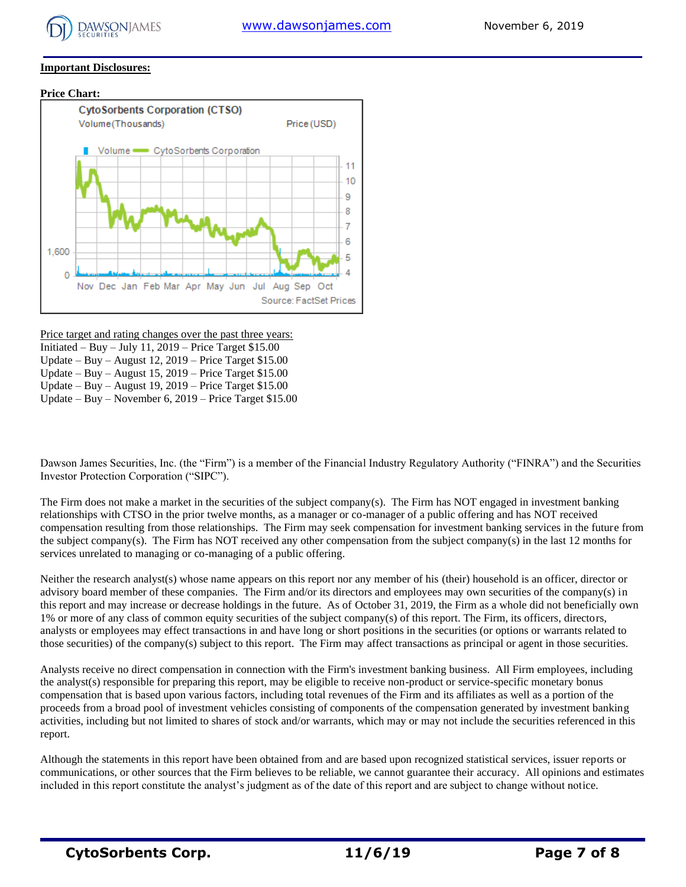**Important Disclosures:**

**Price Chart:**

Price target and rating changes over the past three years:

Initiated – Buy – July 11, 2019 – Price Target $15.00
Update – Buy – August 12, 2019 – Price Target $15.00
Update – Buy – August 15, 2019 – Price Target $15.00
Update – Buy – August 19, 2019 – Price Target $15.00
Update – Buy – November 6, 2019 – Price Target $15.00

Dawson James Securities, Inc. (the "Firm") is a member of the Financial Industry Regulatory Authority ("FINRA") and the Securities Investor Protection Corporation ("SIPC").

The Firm does not make a market in the securities of the subject company(s). The Firm has NOT engaged in investment banking relationships with CTSO in the prior twelve months, as a manager or co-manager of a public offering and has NOT received compensation resulting from those relationships. The Firm may seek compensation for investment banking services in the future from the subject company(s). The Firm has NOT received any other compensation from the subject company(s) in the last 12 months for services unrelated to managing or co-managing of a public offering.

Neither the research analyst(s) whose name appears on this report nor any member of his (their) household is an officer, director or advisory board member of these companies. The Firm and/or its directors and employees may own securities of the company(s) in this report and may increase or decrease holdings in the future. As of October 31, 2019, the Firm as a whole did not beneficially own 1% or more of any class of common equity securities of the subject company(s) of this report. The Firm, its officers, directors, analysts or employees may effect transactions in and have long or short positions in the securities (or options or warrants related to those securities) of the company(s) subject to this report. The Firm may affect transactions as principal or agent in those securities.

Analysts receive no direct compensation in connection with the Firm's investment banking business. All Firm employees, including the analyst(s) responsible for preparing this report, may be eligible to receive non-product or service-specific monetary bonus compensation that is based upon various factors, including total revenues of the Firm and its affiliates as well as a portion of the proceeds from a broad pool of investment vehicles consisting of components of the compensation generated by investment banking activities, including but not limited to shares of stock and/or warrants, which may or may not include the securities referenced in this report.

Although the statements in this report have been obtained from and are based upon recognized statistical services, issuer reports or communications, or other sources that the Firm believes to be reliable, we cannot guarantee their accuracy. All opinions and estimates included in this report constitute the analyst's judgment as of the date of this report and are subject to change without notice.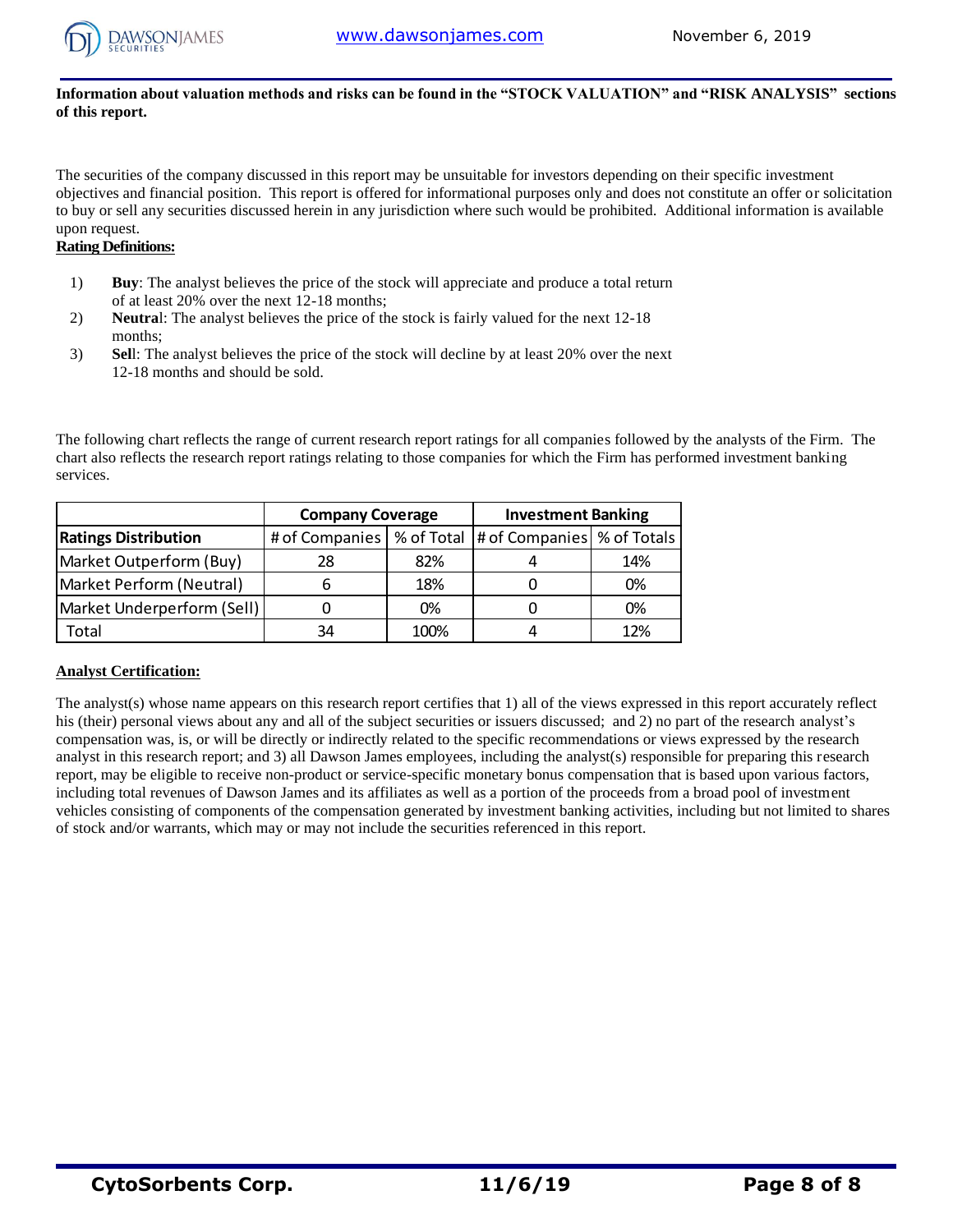**Information about valuation methods and risks can be found in the "STOCK VALUATION" and "RISK ANALYSIS" sections of this report.**

The securities of the company discussed in this report may be unsuitable for investors depending on their specific investment objectives and financial position. This report is offered for informational purposes only and does not constitute an offer or solicitation to buy or sell any securities discussed herein in any jurisdiction where such would be prohibited. Additional information is available upon request.

**Rating Definitions:**

1) **Buy**: The analyst believes the price of the stock will appreciate and produce a total return of at least 20% over the next 12-18 months;
2) **Neutral**: The analyst believes the price of the stock is fairly valued for the next 12-18 months;
3) **Sell**: The analyst believes the price of the stock will decline by at least 20% over the next 12-18 months and should be sold.

The following chart reflects the range of current research report ratings for all companies followed by the analysts of the Firm. The chart also reflects the research report ratings relating to those companies for which the Firm has performed investment banking services.

| | **Company Coverage** | | **Investment Banking** | |
|---|---|---|---|---|
| **Ratings Distribution** | # of Companies | % of Total | # of Companies | % of Totals |
| Market Outperform (Buy) | 28 | 82% | 4 | 14% |
| Market Perform (Neutral) | 6 | 18% | 0 | 0% |
| Market Underperform (Sell) | 0 | 0% | 0 | 0% |
| Total | 34 | 100% | 4 | 12% |

**Analyst Certification:**

The analyst(s) whose name appears on this research report certifies that 1) all of the views expressed in this report accurately reflect his (their) personal views about any and all of the subject securities or issuers discussed; and 2) no part of the research analyst's compensation was, is, or will be directly or indirectly related to the specific recommendations or views expressed by the research analyst in this research report; and 3) all Dawson James employees, including the analyst(s) responsible for preparing this research report, may be eligible to receive non-product or service-specific monetary bonus compensation that is based upon various factors, including total revenues of Dawson James and its affiliates as well as a portion of the proceeds from a broad pool of investment vehicles consisting of components of the compensation generated by investment banking activities, including but not limited to shares of stock and/or warrants, which may or may not include the securities referenced in this report.